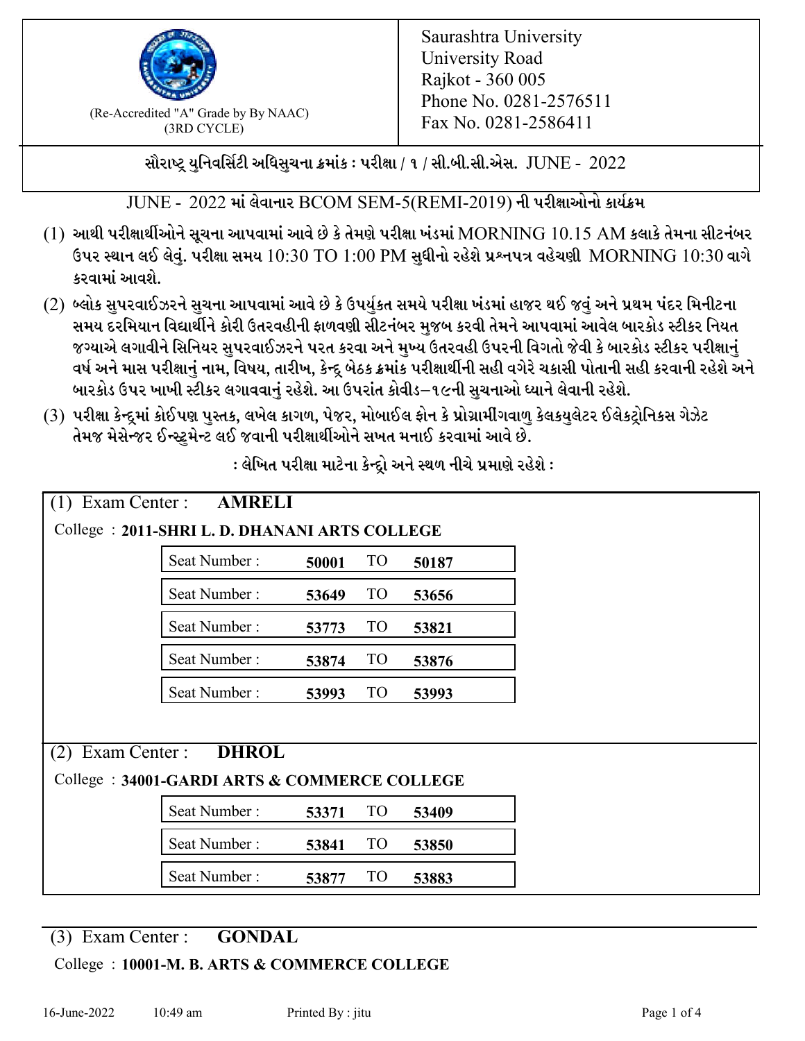(Re-Accredited "A" Grade by By NAAC)
(3RD CYCLE)

Saurashtra University
University Road
Rajkot - 360 005
Phone No. 0281-2576511
Fax No. 0281-2586411

**સૌરાષ્ટ્ર યુનિવર્સિટી અધિસુચના ક્રમાંક : પરીક્ષા / ૧ / સી.બી.સી.એસ. JUNE - 2022**

JUNE - 2022 માં લેવાનાર BCOM SEM-5(REMI-2019) ની પરીક્ષાઓનો કાર્યક્રમ

(1) આથી પરીક્ષાર્થીઓને સૂચના આપવામાં આવે છે કે તેમણે પરીક્ષા ખંડમાં MORNING 10.15 AM કલાકે તેમના સીટનંબર ઉપર સ્થાન લઈ લેવું. પરીક્ષા સમય 10:30 TO 1:00 PM સુધીનો રહેશે પ્રશ્નપત્ર વહેચણી MORNING 10:30 વાગે કરવામાં આવશે.

(2) બ્લોક સુપરવાઈઝરને સુચના આપવામાં આવે છે કે ઉપર્યુકત સમયે પરીક્ષા ખંડમાં હાજર થઈ જવું અને પ્રથમ પંદર મિનીટના સમય દરમિયાન વિદ્યાર્થીને કોરી ઉતરવહીની ફાળવણી સીટનંબર મુજબ કરવી તેમને આપવામાં આવેલ બારકોડ સ્ટીકર નિયત જગ્યાએ લગાવીને સિનિયર સુપરવાઈઝરને પરત કરવા અને મુખ્ય ઉતરવહી ઉપરની વિગતો જેવી કે બારકોડ સ્ટીકર પરીક્ષાનું વર્ષ અને માસ પરીક્ષાનું નામ, વિષય, તારીખ, કેન્દ્ર બેઠક ક્રમાંક પરીક્ષાર્થીની સહી વગેરે ચકાસી પોતાની સહી કરવાની રહેશે અને બારકોડ ઉપર ખાખી સ્ટીકર લગાવવાનું રહેશે. આ ઉપરાંત કોવીડ–૧૯ની સુચનાઓ ધ્યાને લેવાની રહેશે.

(3) પરીક્ષા કેન્દ્રમાં કોઈપણ પુસ્તક, લખેલ કાગળ, પેજર, મોબાઈલ ફોન કે પ્રોગ્રામીંગવાળુ કેલકયુલેટર ઈલેકટ્રોનિકસ ગેઝેટ તેમજ મેસેન્જર ઈન્સ્ટ્રુમેન્ટ લઈ જવાની પરીક્ષાર્થીઓને સખત મનાઈ કરવામાં આવે છે.

**: લેખિત પરીક્ષા માટેના કેન્દ્રો અને સ્થળ નીચે પ્રમાણે રહેશે :**

(1) Exam Center : **AMRELI**

College : **2011-SHRI L. D. DHANANI ARTS COLLEGE**

| Seat Number : | From | TO | To |
|---|---|---|---|
| Seat Number : | **50001** | TO | **50187** |
| Seat Number : | **53649** | TO | **53656** |
| Seat Number : | **53773** | TO | **53821** |
| Seat Number : | **53874** | TO | **53876** |
| Seat Number : | **53993** | TO | **53993** |

(2) Exam Center : **DHROL**

College : **34001-GARDI ARTS & COMMERCE COLLEGE**

| Seat Number : | From | TO | To |
|---|---|---|---|
| Seat Number : | **53371** | TO | **53409** |
| Seat Number : | **53841** | TO | **53850** |
| Seat Number : | **53877** | TO | **53883** |

(3) Exam Center : **GONDAL**

College : **10001-M. B. ARTS & COMMERCE COLLEGE**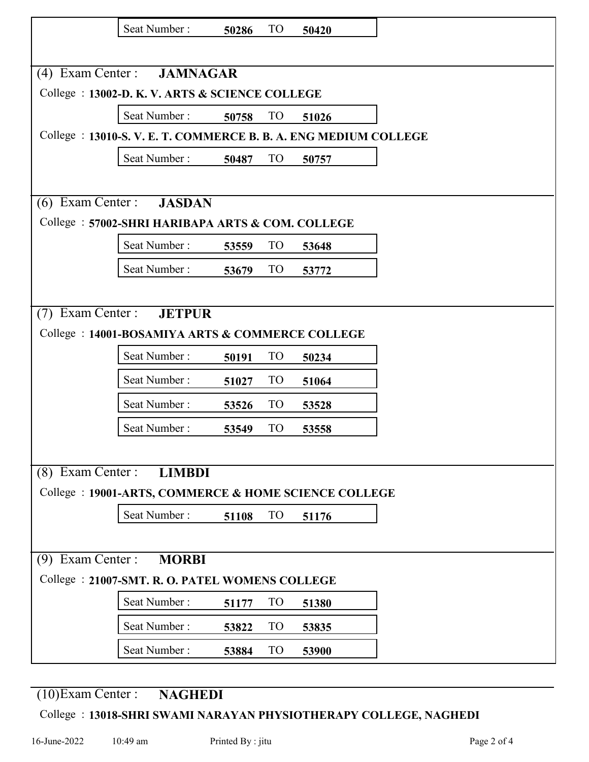| Seat Number : | 50286 | TO | 50420 |
|---|---|---|---|

(4) Exam Center : **JAMNAGAR**

College : **13002-D. K. V. ARTS & SCIENCE COLLEGE**

| Seat Number : | 50758 | TO | 51026 |
|---|---|---|---|

College : **13010-S. V. E. T. COMMERCE B. B. A. ENG MEDIUM COLLEGE**

| Seat Number : | 50487 | TO | 50757 |
|---|---|---|---|

(6) Exam Center : **JASDAN**

College : **57002-SHRI HARIBAPA ARTS & COM. COLLEGE**

| Seat Number : | 53559 | TO | 53648 |
|---|---|---|---|
| Seat Number : | 53679 | TO | 53772 |

(7) Exam Center : **JETPUR**

College : **14001-BOSAMIYA ARTS & COMMERCE COLLEGE**

| Seat Number : | 50191 | TO | 50234 |
|---|---|---|---|
| Seat Number : | 51027 | TO | 51064 |
| Seat Number : | 53526 | TO | 53528 |
| Seat Number : | 53549 | TO | 53558 |

(8) Exam Center : **LIMBDI**

College : **19001-ARTS, COMMERCE & HOME SCIENCE COLLEGE**

| Seat Number : | 51108 | TO | 51176 |
|---|---|---|---|

(9) Exam Center : **MORBI**

College : **21007-SMT. R. O. PATEL WOMENS COLLEGE**

| Seat Number : | 51177 | TO | 51380 |
|---|---|---|---|
| Seat Number : | 53822 | TO | 53835 |
| Seat Number : | 53884 | TO | 53900 |

(10) Exam Center : **NAGHEDI**

College : **13018-SHRI SWAMI NARAYAN PHYSIOTHERAPY COLLEGE, NAGHEDI**

16-June-2022 10:49 am Printed By : jitu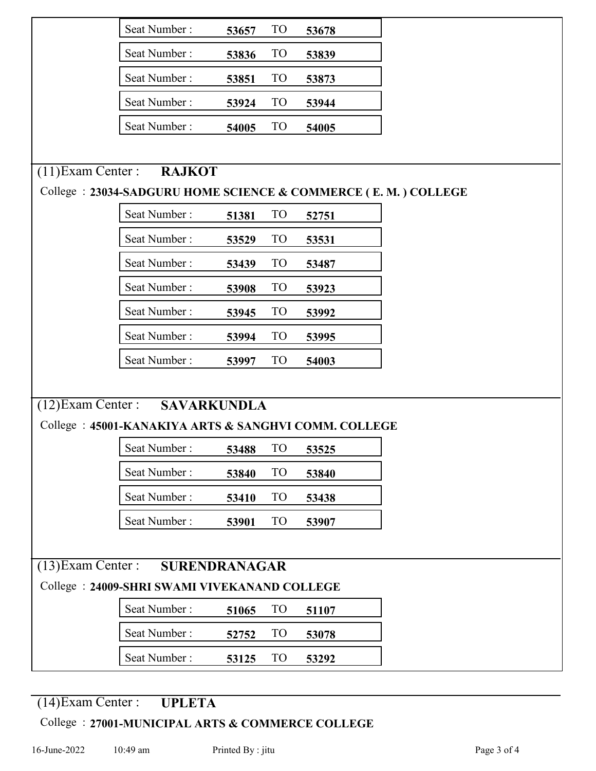| Seat Number : | 53657 | TO | 53678 |
|---|---|---|---|
| Seat Number : | 53836 | TO | 53839 |
| Seat Number : | 53851 | TO | 53873 |
| Seat Number : | 53924 | TO | 53944 |
| Seat Number : | 54005 | TO | 54005 |

(11)Exam Center : **RAJKOT**

College : **23034-SADGURU HOME SCIENCE & COMMERCE ( E. M. ) COLLEGE**

| Seat Number : | 51381 | TO | 52751 |
|---|---|---|---|
| Seat Number : | 53529 | TO | 53531 |
| Seat Number : | 53439 | TO | 53487 |
| Seat Number : | 53908 | TO | 53923 |
| Seat Number : | 53945 | TO | 53992 |
| Seat Number : | 53994 | TO | 53995 |
| Seat Number : | 53997 | TO | 54003 |

(12)Exam Center : **SAVARKUNDLA**

College : **45001-KANAKIYA ARTS & SANGHVI COMM. COLLEGE**

| Seat Number : | 53488 | TO | 53525 |
|---|---|---|---|
| Seat Number : | 53840 | TO | 53840 |
| Seat Number : | 53410 | TO | 53438 |
| Seat Number : | 53901 | TO | 53907 |

(13)Exam Center : **SURENDRANAGAR**

College : **24009-SHRI SWAMI VIVEKANAND COLLEGE**

| Seat Number : | 51065 | TO | 51107 |
|---|---|---|---|
| Seat Number : | 52752 | TO | 53078 |
| Seat Number : | 53125 | TO | 53292 |

(14)Exam Center : **UPLETA**

College : **27001-MUNICIPAL ARTS & COMMERCE COLLEGE**

16-June-2022 10:49 am Printed By : jitu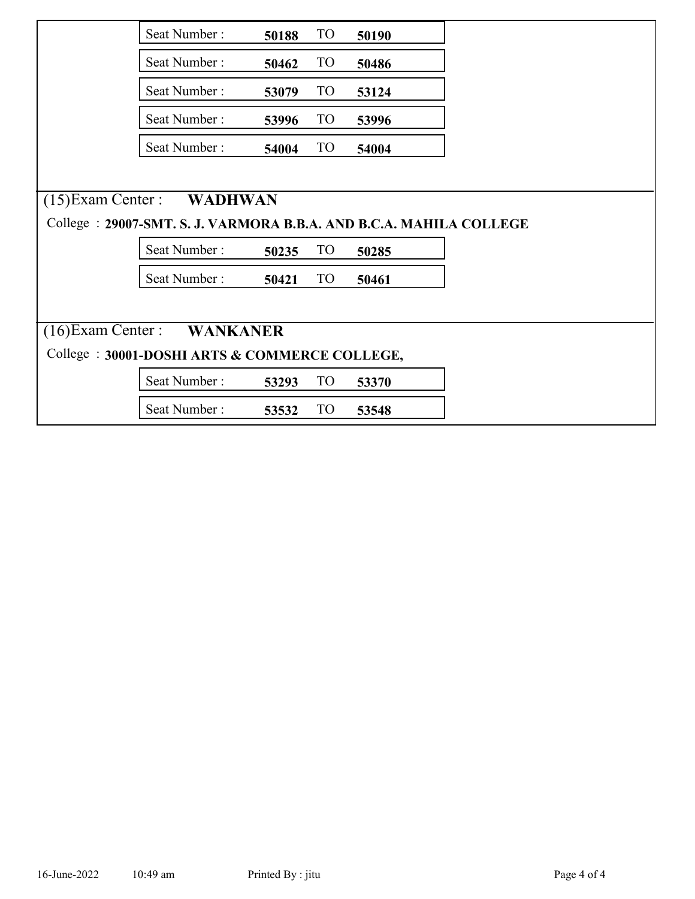| Seat Number : | 50188 | TO | 50190 |
|---|---|---|---|
| Seat Number : | 50462 | TO | 50486 |
| Seat Number : | 53079 | TO | 53124 |
| Seat Number : | 53996 | TO | 53996 |
| Seat Number : | 54004 | TO | 54004 |

(15)Exam Center : **WADHWAN**

College : **29007-SMT. S. J. VARMORA B.B.A. AND B.C.A. MAHILA COLLEGE**

| Seat Number : | 50235 | TO | 50285 |
|---|---|---|---|
| Seat Number : | 50421 | TO | 50461 |

(16)Exam Center : **WANKANER**

College : **30001-DOSHI ARTS & COMMERCE COLLEGE,**

| Seat Number : | 53293 | TO | 53370 |
|---|---|---|---|
| Seat Number : | 53532 | TO | 53548 |

16-June-2022 10:49 am Printed By : jitu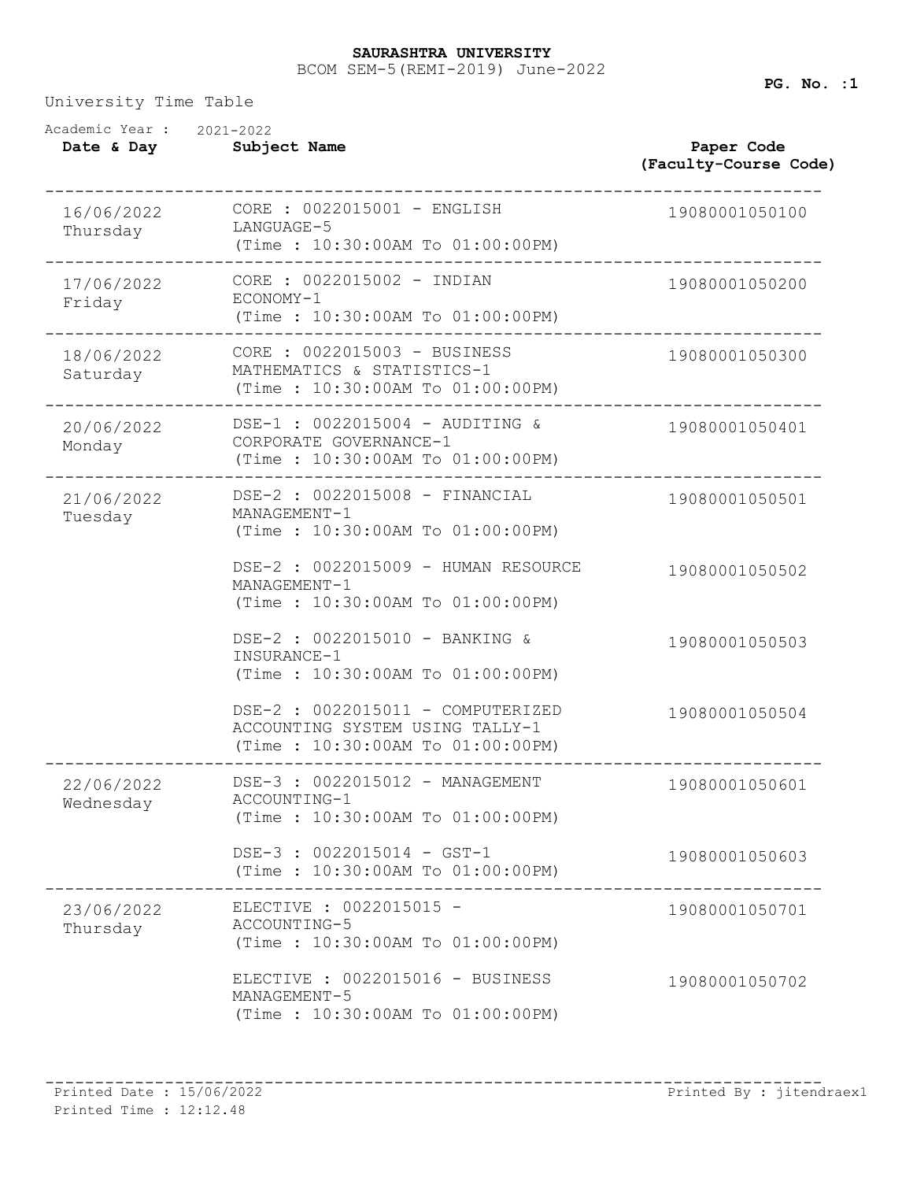**SAURASHTRA UNIVERSITY**

BCOM SEM-5(REMI-2019) June-2022

University Time Table

Academic Year : 2021-2022

| Date & Day | Subject Name | Paper Code (Faculty-Course Code) |
| --- | --- | --- |
| 16/06/2022 Thursday | CORE : 0022015001 - ENGLISH LANGUAGE-5 (Time : 10:30:00AM To 01:00:00PM) | 19080001050100 |
| 17/06/2022 Friday | CORE : 0022015002 - INDIAN ECONOMY-1 (Time : 10:30:00AM To 01:00:00PM) | 19080001050200 |
| 18/06/2022 Saturday | CORE : 0022015003 - BUSINESS MATHEMATICS & STATISTICS-1 (Time : 10:30:00AM To 01:00:00PM) | 19080001050300 |
| 20/06/2022 Monday | DSE-1 : 0022015004 - AUDITING & CORPORATE GOVERNANCE-1 (Time : 10:30:00AM To 01:00:00PM) | 19080001050401 |
| 21/06/2022 Tuesday | DSE-2 : 0022015008 - FINANCIAL MANAGEMENT-1 (Time : 10:30:00AM To 01:00:00PM) | 19080001050501 |
| | DSE-2 : 0022015009 - HUMAN RESOURCE MANAGEMENT-1 (Time : 10:30:00AM To 01:00:00PM) | 19080001050502 |
| | DSE-2 : 0022015010 - BANKING & INSURANCE-1 (Time : 10:30:00AM To 01:00:00PM) | 19080001050503 |
| | DSE-2 : 0022015011 - COMPUTERIZED ACCOUNTING SYSTEM USING TALLY-1 (Time : 10:30:00AM To 01:00:00PM) | 19080001050504 |
| 22/06/2022 Wednesday | DSE-3 : 0022015012 - MANAGEMENT ACCOUNTING-1 (Time : 10:30:00AM To 01:00:00PM) | 19080001050601 |
| | DSE-3 : 0022015014 - GST-1 (Time : 10:30:00AM To 01:00:00PM) | 19080001050603 |
| 23/06/2022 Thursday | ELECTIVE : 0022015015 - ACCOUNTING-5 (Time : 10:30:00AM To 01:00:00PM) | 19080001050701 |
| | ELECTIVE : 0022015016 - BUSINESS MANAGEMENT-5 (Time : 10:30:00AM To 01:00:00PM) | 19080001050702 |

Printed Date : 15/06/2022
Printed Time : 12:12.48

Printed By : jitendraex1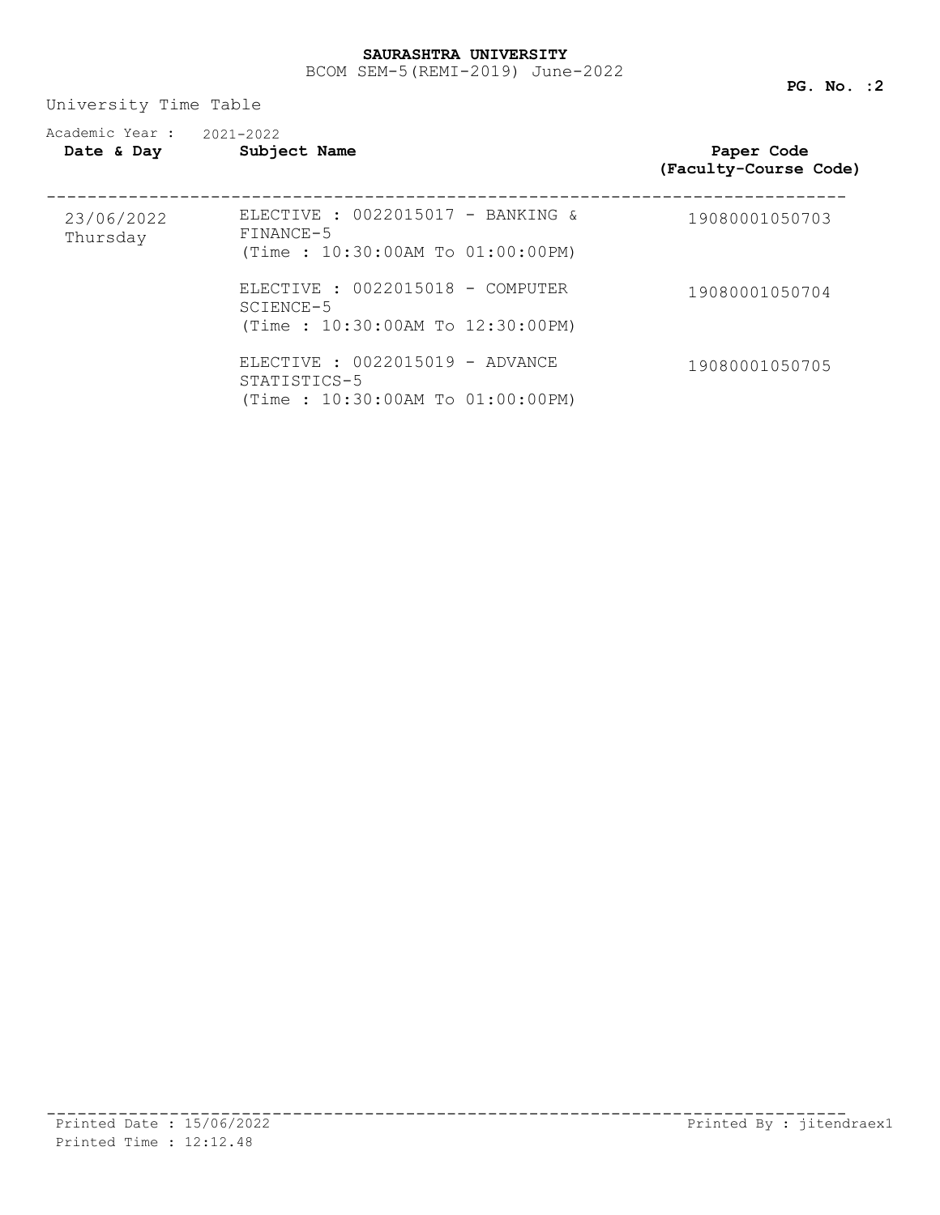**SAURASHTRA UNIVERSITY**

BCOM SEM-5(REMI-2019) June-2022

University Time Table

Academic Year : 2021-2022

| Date & Day | Subject Name | Paper Code (Faculty-Course Code) |
|---|---|---|
| 23/06/2022 Thursday | ELECTIVE : 0022015017 - BANKING & FINANCE-5 (Time : 10:30:00AM To 01:00:00PM) | 19080001050703 |
| | ELECTIVE : 0022015018 - COMPUTER SCIENCE-5 (Time : 10:30:00AM To 12:30:00PM) | 19080001050704 |
| | ELECTIVE : 0022015019 - ADVANCE STATISTICS-5 (Time : 10:30:00AM To 01:00:00PM) | 19080001050705 |

Printed Date : 15/06/2022

Printed Time : 12:12.48

Printed By : jitendraex1